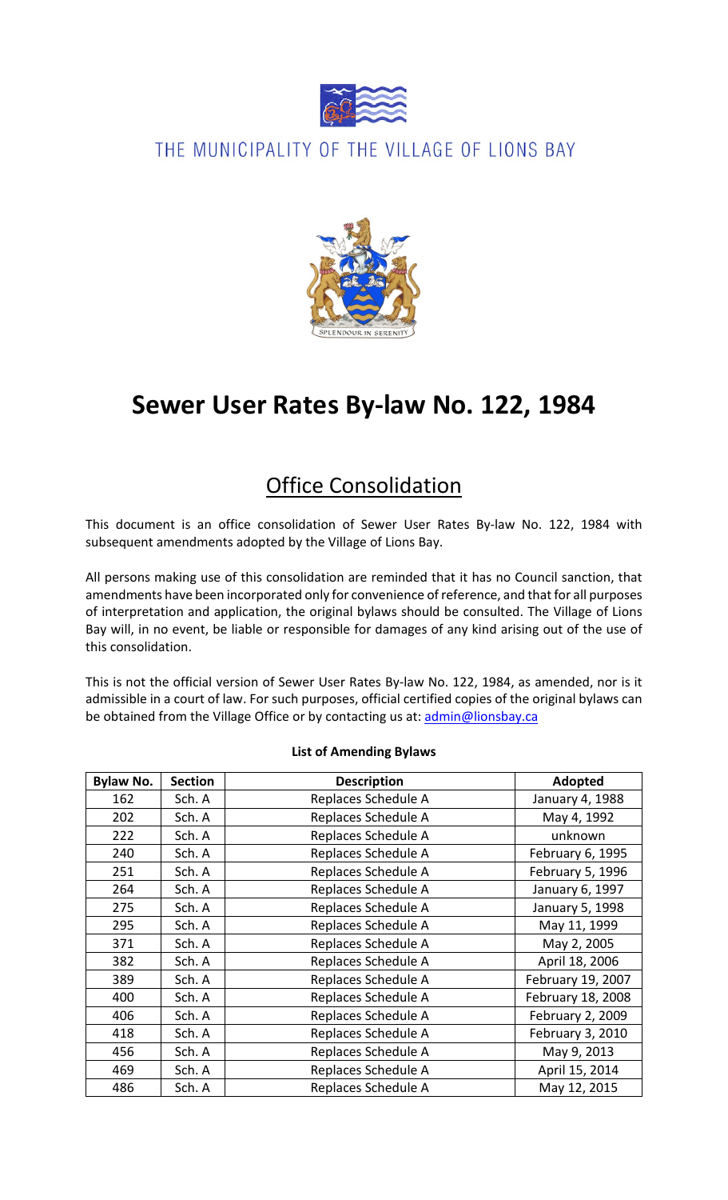THE MUNICIPALITY OF THE VILLAGE OF LIONS BAY

# Sewer User Rates By-law No. 122, 1984

## Office Consolidation

This document is an office consolidation of Sewer User Rates By-law No. 122, 1984 with subsequent amendments adopted by the Village of Lions Bay.

All persons making use of this consolidation are reminded that it has no Council sanction, that amendments have been incorporated only for convenience of reference, and that for all purposes of interpretation and application, the original bylaws should be consulted. The Village of Lions Bay will, in no event, be liable or responsible for damages of any kind arising out of the use of this consolidation.

This is not the official version of Sewer User Rates By-law No. 122, 1984, as amended, nor is it admissible in a court of law. For such purposes, official certified copies of the original bylaws can be obtained from the Village Office or by contacting us at: admin@lionsbay.ca

**List of Amending Bylaws**

| Bylaw No. | Section | Description | Adopted |
|---|---|---|---|
| 162 | Sch. A | Replaces Schedule A | January 4, 1988 |
| 202 | Sch. A | Replaces Schedule A | May 4, 1992 |
| 222 | Sch. A | Replaces Schedule A | unknown |
| 240 | Sch. A | Replaces Schedule A | February 6, 1995 |
| 251 | Sch. A | Replaces Schedule A | February 5, 1996 |
| 264 | Sch. A | Replaces Schedule A | January 6, 1997 |
| 275 | Sch. A | Replaces Schedule A | January 5, 1998 |
| 295 | Sch. A | Replaces Schedule A | May 11, 1999 |
| 371 | Sch. A | Replaces Schedule A | May 2, 2005 |
| 382 | Sch. A | Replaces Schedule A | April 18, 2006 |
| 389 | Sch. A | Replaces Schedule A | February 19, 2007 |
| 400 | Sch. A | Replaces Schedule A | February 18, 2008 |
| 406 | Sch. A | Replaces Schedule A | February 2, 2009 |
| 418 | Sch. A | Replaces Schedule A | February 3, 2010 |
| 456 | Sch. A | Replaces Schedule A | May 9, 2013 |
| 469 | Sch. A | Replaces Schedule A | April 15, 2014 |
| 486 | Sch. A | Replaces Schedule A | May 12, 2015 |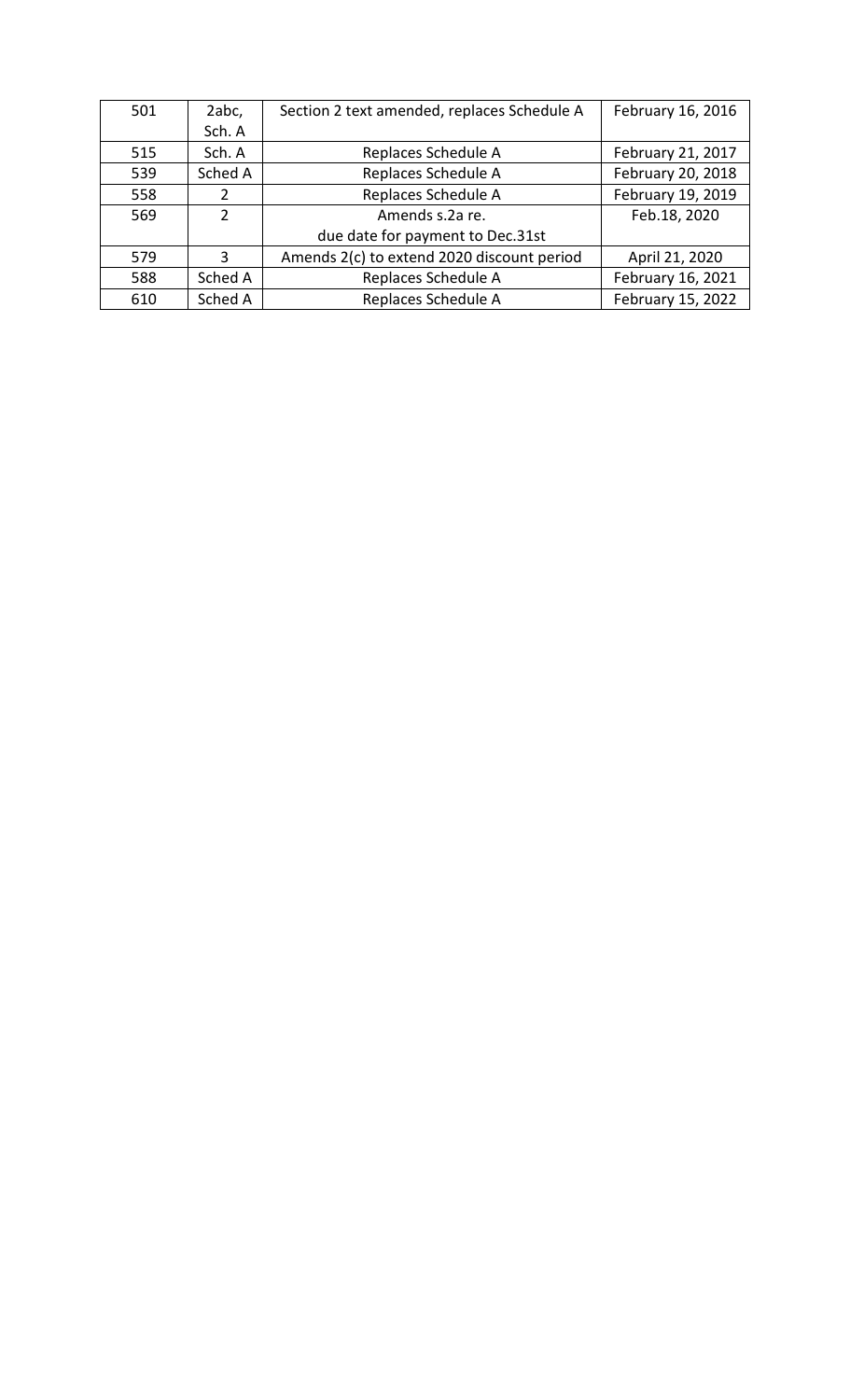| 501 | 2abc, Sch. A | Section 2 text amended, replaces Schedule A | February 16, 2016 |
|---|---|---|---|
| 515 | Sch. A | Replaces Schedule A | February 21, 2017 |
| 539 | Sched A | Replaces Schedule A | February 20, 2018 |
| 558 | 2 | Replaces Schedule A | February 19, 2019 |
| 569 | 2 | Amends s.2a re. due date for payment to Dec.31st | Feb.18, 2020 |
| 579 | 3 | Amends 2(c) to extend 2020 discount period | April 21, 2020 |
| 588 | Sched A | Replaces Schedule A | February 16, 2021 |
| 610 | Sched A | Replaces Schedule A | February 15, 2022 |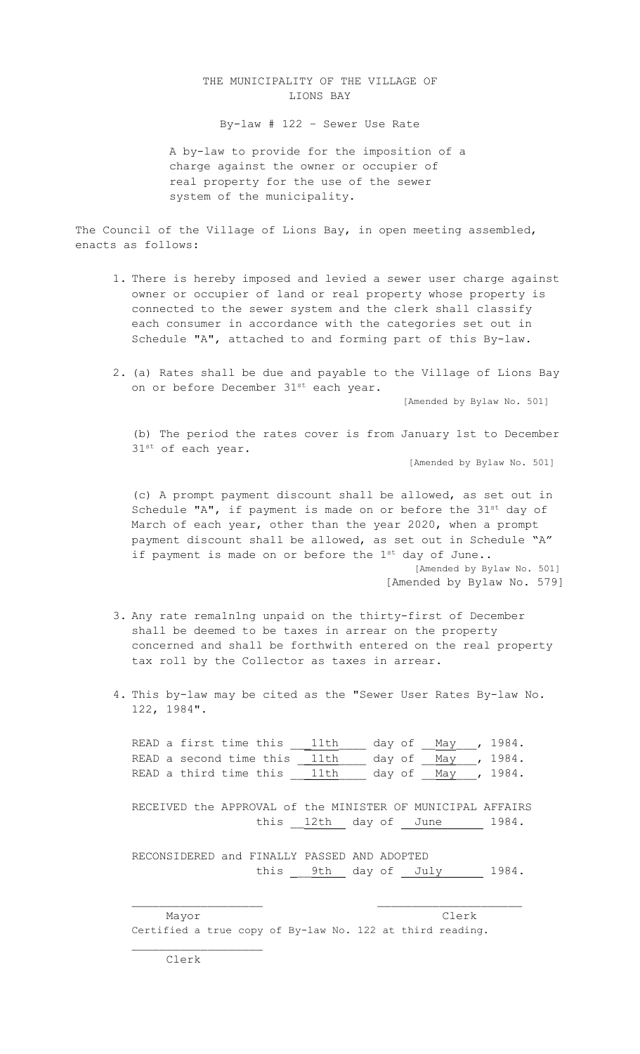# THE MUNICIPALITY OF THE VILLAGE OF LIONS BAY

## By-law # 122 – Sewer Use Rate

A by-law to provide for the imposition of a charge against the owner or occupier of real property for the use of the sewer system of the municipality.

The Council of the Village of Lions Bay, in open meeting assembled, enacts as follows:

1. There is hereby imposed and levied a sewer user charge against owner or occupier of land or real property whose property is connected to the sewer system and the clerk shall classify each consumer in accordance with the categories set out in Schedule "A", attached to and forming part of this By-law.

2. (a) Rates shall be due and payable to the Village of Lions Bay on or before December 31st each year.
   [Amended by Bylaw No. 501]

   (b) The period the rates cover is from January 1st to December 31st of each year.
   [Amended by Bylaw No. 501]

   (c) A prompt payment discount shall be allowed, as set out in Schedule "A", if payment is made on or before the 31st day of March of each year, other than the year 2020, when a prompt payment discount shall be allowed, as set out in Schedule "A" if payment is made on or before the 1st day of June..
   [Amended by Bylaw No. 501]
   [Amended by Bylaw No. 579]

3. Any rate remaln1ng unpaid on the thirty-first of December shall be deemed to be taxes in arrear on the property concerned and shall be forthwith entered on the real property tax roll by the Collector as taxes in arrear.

4. This by-law may be cited as the "Sewer User Rates By-law No. 122, 1984".

READ a first time this 11th day of May, 1984.
READ a second time this 11th day of May, 1984.
READ a third time this 11th day of May, 1984.

RECEIVED the APPROVAL of the MINISTER OF MUNICIPAL AFFAIRS this 12th day of June 1984.

RECONSIDERED and FINALLY PASSED AND ADOPTED this 9th day of July 1984.

\_\_\_\_\_\_\_\_\_\_\_\_\_\_\_\_\_\_\_ 
Mayor

\_\_\_\_\_\_\_\_\_\_\_\_\_\_\_\_\_\_\_ 
Clerk

Certified a true copy of By-law No. 122 at third reading.

\_\_\_\_\_\_\_\_\_\_\_\_\_\_\_\_\_\_\_ 
Clerk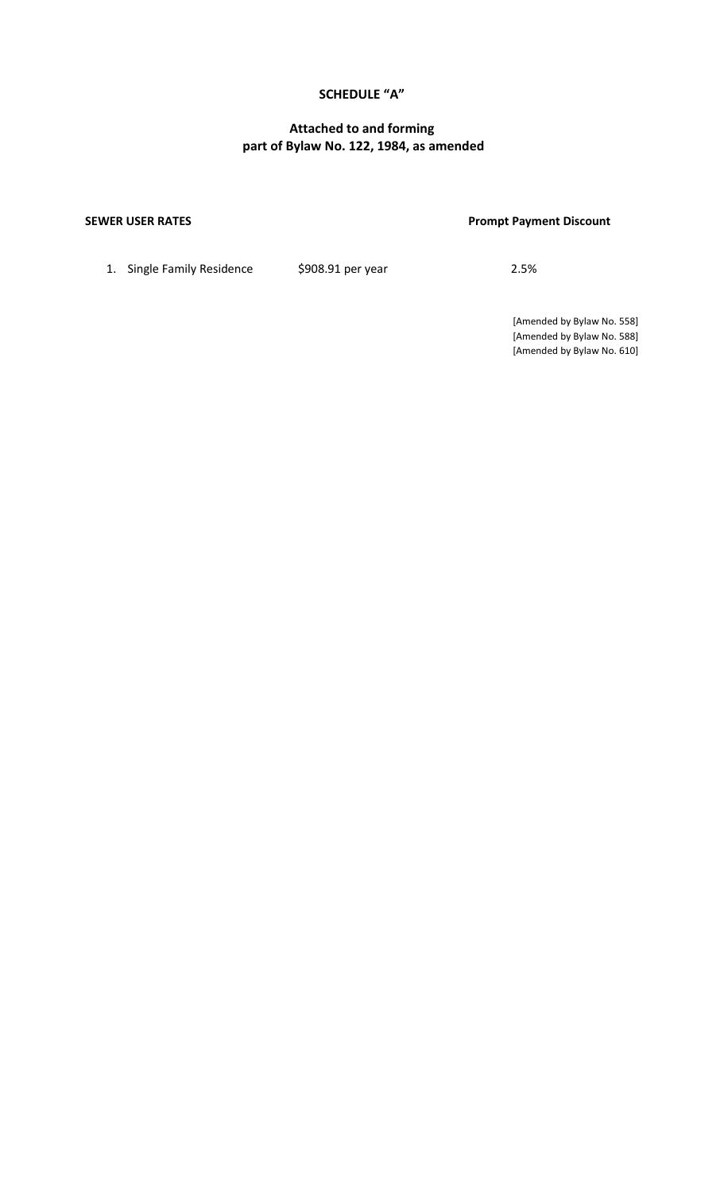**SCHEDULE "A"**

**Attached to and forming part of Bylaw No. 122, 1984, as amended**

| **SEWER USER RATES** | | **Prompt Payment Discount** |
|---|---|---|
| 1. Single Family Residence | $908.91 per year | 2.5% |

[Amended by Bylaw No. 558]
[Amended by Bylaw No. 588]
[Amended by Bylaw No. 610]